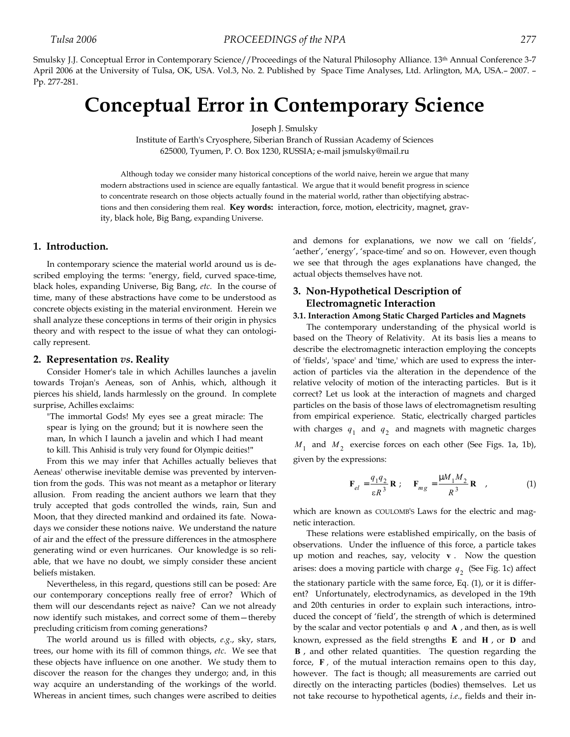Smulsky J.J. Conceptual Error in Contemporary Science//Proceedings of the Natural Philosophy Alliance. 13th Annual Conference 3-7 April 2006 at the University of Tulsa, OK, USA. Vol.3, No. 2. Published by Space Time Analyses, Ltd. Arlington, MA, USA.– 2007. – Pp. 277-281.

# Conceptual Error in Contemporary Science

Joseph J. Smulsky

Institute of Earth's Cryosphere, Siberian Branch of Russian Academy of Sciences
625000, Tyumen, P. O. Box 1230, RUSSIA; e-mail jsmulsky@mail.ru

Although today we consider many historical conceptions of the world naive, herein we argue that many modern abstractions used in science are equally fantastical. We argue that it would benefit progress in science to concentrate research on those objects actually found in the material world, rather than objectifying abstractions and then considering them real. **Key words:** interaction, force, motion, electricity, magnet, gravity, black hole, Big Bang, expanding Universe.

## 1. Introduction.

In contemporary science the material world around us is described employing the terms: "energy, field, curved space-time, black holes, expanding Universe, Big Bang, *etc*. In the course of time, many of these abstractions have come to be understood as concrete objects existing in the material environment. Herein we shall analyze these conceptions in terms of their origin in physics theory and with respect to the issue of what they can ontologically represent.

## 2. Representation *vs*. Reality

Consider Homer's tale in which Achilles launches a javelin towards Trojan's Aeneas, son of Anhis, which, although it pierces his shield, lands harmlessly on the ground. In complete surprise, Achilles exclaims:

> "The immortal Gods! My eyes see a great miracle: The spear is lying on the ground; but it is nowhere seen the man, In which I launch a javelin and which I had meant to kill. This Anhisid is truly very found for Olympic deities!"

From this we may infer that Achilles actually believes that Aeneas' otherwise inevitable demise was prevented by intervention from the gods. This was not meant as a metaphor or literary allusion. From reading the ancient authors we learn that they truly accepted that gods controlled the winds, rain, Sun and Moon, that they directed mankind and ordained its fate. Nowadays we consider these notions naive. We understand the nature of air and the effect of the pressure differences in the atmosphere generating wind or even hurricanes. Our knowledge is so reliable, that we have no doubt, we simply consider these ancient beliefs mistaken.

Nevertheless, in this regard, questions still can be posed: Are our contemporary conceptions really free of error? Which of them will our descendants reject as naive? Can we not already now identify such mistakes, and correct some of them—thereby precluding criticism from coming generations?

The world around us is filled with objects, *e.g*., sky, stars, trees, our home with its fill of common things, *etc*. We see that these objects have influence on one another. We study them to discover the reason for the changes they undergo; and, in this way acquire an understanding of the workings of the world. Whereas in ancient times, such changes were ascribed to deities and demons for explanations, we now we call on 'fields', 'aether', 'energy', 'space-time' and so on. However, even though we see that through the ages explanations have changed, the actual objects themselves have not.

## 3. Non-Hypothetical Description of Electromagnetic Interaction

### 3.1. Interaction Among Static Charged Particles and Magnets

The contemporary understanding of the physical world is based on the Theory of Relativity. At its basis lies a means to describe the electromagnetic interaction employing the concepts of 'fields', 'space' and 'time,' which are used to express the interaction of particles via the alteration in the dependence of the relative velocity of motion of the interacting particles. But is it correct? Let us look at the interaction of magnets and charged particles on the basis of those laws of electromagnetism resulting from empirical experience. Static, electrically charged particles with charges $q_1$ and $q_2$ and magnets with magnetic charges $M_1$ and $M_2$ exercise forces on each other (See Figs. 1a, 1b), given by the expressions:

$$\mathbf{F}_{el} = \frac{q_1 q_2}{\varepsilon R^3}\mathbf{R}\ ; \quad \mathbf{F}_{mg} = \frac{\mu M_1 M_2}{R^3}\mathbf{R} \quad , \tag{1}$$

which are known as COULOMB'S Laws for the electric and magnetic interaction.

These relations were established empirically, on the basis of observations. Under the influence of this force, a particle takes up motion and reaches, say, velocity $\mathbf{v}$. Now the question arises: does a moving particle with charge $q_2$ (See Fig. 1c) affect the stationary particle with the same force, Eq. (1), or it is different? Unfortunately, electrodynamics, as developed in the 19th and 20th centuries in order to explain such interactions, introduced the concept of 'field', the strength of which is determined by the scalar and vector potentials $\varphi$ and $\mathbf{A}$, and then, as is well known, expressed as the field strengths $\mathbf{E}$ and $\mathbf{H}$, or $\mathbf{D}$ and $\mathbf{B}$, and other related quantities. The question regarding the force, $\mathbf{F}$, of the mutual interaction remains open to this day, however. The fact is though; all measurements are carried out directly on the interacting particles (bodies) themselves. Let us not take recourse to hypothetical agents, *i.e*., fields and their in-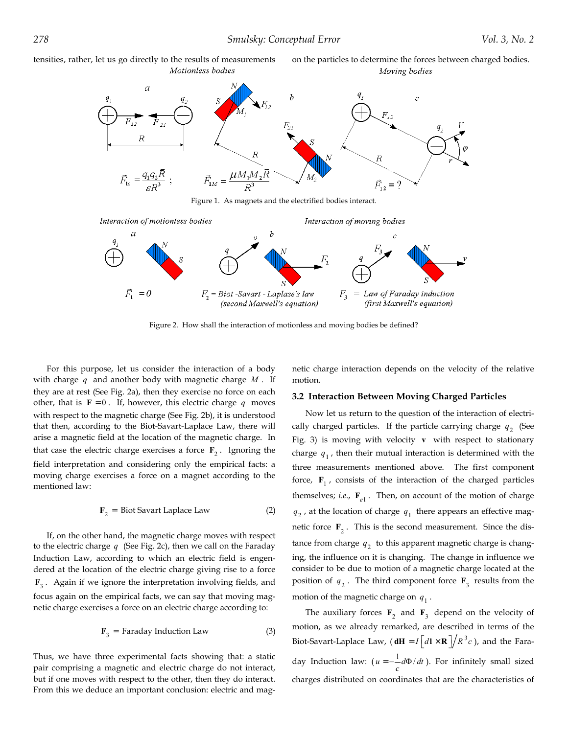tensities, rather, let us go directly to the results of measurements on the particles to determine the forces between charged bodies.

Figure 1. As magnets and the electrified bodies interact.

Figure 2. How shall the interaction of motionless and moving bodies be defined?

For this purpose, let us consider the interaction of a body with charge $q$ and another body with magnetic charge $M$. If they are at rest (See Fig. 2a), then they exercise no force on each other, that is $\mathbf{F} = 0$. If, however, this electric charge $q$ moves with respect to the magnetic charge (See Fig. 2b), it is understood that then, according to the Biot-Savart-Laplace Law, there will arise a magnetic field at the location of the magnetic charge. In that case the electric charge exercises a force $\mathbf{F}_2$. Ignoring the field interpretation and considering only the empirical facts: a moving charge exercises a force on a magnet according to the mentioned law:

$$\mathbf{F}_2 = \text{Biot Savart Laplace Law} \tag{2}$$

If, on the other hand, the magnetic charge moves with respect to the electric charge $q$ (See Fig. 2c), then we call on the Faraday Induction Law, according to which an electric field is engendered at the location of the electric charge giving rise to a force $\mathbf{F}_3$. Again if we ignore the interpretation involving fields, and focus again on the empirical facts, we can say that moving magnetic charge exercises a force on an electric charge according to:

$$\mathbf{F}_3 = \text{Faraday Induction Law} \tag{3}$$

Thus, we have three experimental facts showing that: a static pair comprising a magnetic and electric charge do not interact, but if one moves with respect to the other, then they do interact. From this we deduce an important conclusion: electric and magnetic charge interaction depends on the velocity of the relative motion.

### 3.2 Interaction Between Moving Charged Particles

Now let us return to the question of the interaction of electrically charged particles. If the particle carrying charge $q_2$ (See Fig. 3) is moving with velocity $\mathbf{v}$ with respect to stationary charge $q_1$, then their mutual interaction is determined with the three measurements mentioned above. The first component force, $\mathbf{F}_1$, consists of the interaction of the charged particles themselves; *i.e.*, $\mathbf{F}_{e1}$. Then, on account of the motion of charge $q_2$, at the location of charge $q_1$ there appears an effective magnetic force $\mathbf{F}_2$. This is the second measurement. Since the distance from charge $q_2$ to this apparent magnetic charge is changing, the influence on it is changing. The change in influence we consider to be due to motion of a magnetic charge located at the position of $q_2$. The third component force $\mathbf{F}_3$ results from the motion of the magnetic charge on $q_1$.

The auxiliary forces $\mathbf{F}_2$ and $\mathbf{F}_3$ depend on the velocity of motion, as we already remarked, are described in terms of the Biot-Savart-Laplace Law, ($\mathbf{dH} = I\left[d\mathbf{l} \times \mathbf{R}\right] / R^3 c$), and the Faraday Induction law: ($u = -\frac{1}{c} d\Phi / dt$). For infinitely small sized charges distributed on coordinates that are the characteristics of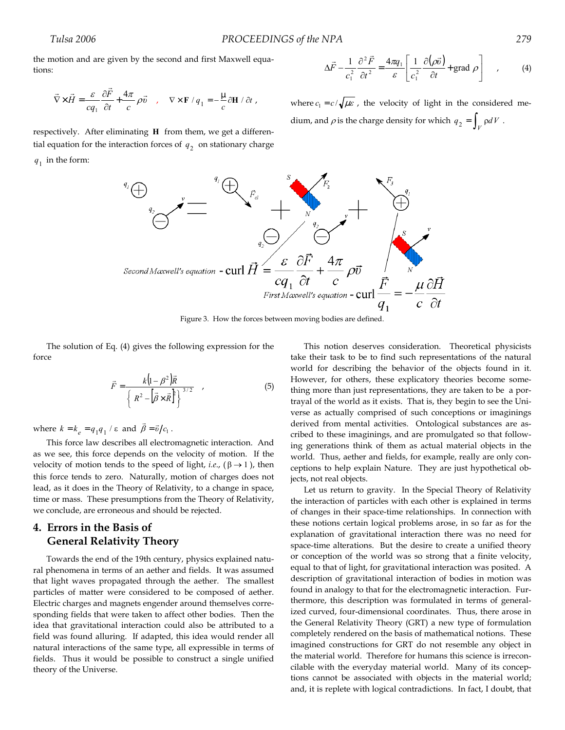the motion and are given by the second and first Maxwell equations:

$$\vec{\nabla}\times\vec{H} = \frac{\varepsilon}{cq_1}\frac{\partial\vec{F}}{\partial t} + \frac{4\pi}{c}\rho\vec{v} \quad , \quad \nabla\times\mathbf{F}/q_1 = -\frac{\mu}{c}\partial\mathbf{H}/\partial t \,,$$

respectively. After eliminating $\mathbf{H}$ from them, we get a differential equation for the interaction forces of $q_2$ on stationary charge $q_1$ in the form:

$$\Delta\vec{F} - \frac{1}{c_1^2}\frac{\partial^2\vec{F}}{\partial t^2} = \frac{4\pi q_1}{\varepsilon}\left[\frac{1}{c_1^2}\frac{\partial(\rho\vec{v})}{\partial t} + \text{grad }\rho\right] \quad , \tag{4}$$

where $c_1 = c/\sqrt{\mu\varepsilon}$, the velocity of light in the considered medium, and $\rho$ is the charge density for which $q_2 = \int_V \rho dV$.

Figure 3. How the forces between moving bodies are defined.

The solution of Eq. (4) gives the following expression for the force

$$\vec{F} = \frac{k(1-\beta^2)\vec{R}}{\left\{R^2 - \left[\vec{\beta}\times\vec{R}\right]^2\right\}^{3/2}} \quad , \tag{5}$$

where $k = k_e = q_1 q_1 / \varepsilon$ and $\vec{\beta} = \vec{v}/c_1$.

This force law describes all electromagnetic interaction. And as we see, this force depends on the velocity of motion. If the velocity of motion tends to the speed of light, *i.e.*, ($\beta \to 1$), then this force tends to zero. Naturally, motion of charges does not lead, as it does in the Theory of Relativity, to a change in space, time or mass. These presumptions from the Theory of Relativity, we conclude, are erroneous and should be rejected.

## 4. Errors in the Basis of General Relativity Theory

Towards the end of the 19th century, physics explained natural phenomena in terms of an aether and fields. It was assumed that light waves propagated through the aether. The smallest particles of matter were considered to be composed of aether. Electric charges and magnets engender around themselves corresponding fields that were taken to affect other bodies. Then the idea that gravitational interaction could also be attributed to a field was found alluring. If adapted, this idea would render all natural interactions of the same type, all expressible in terms of fields. Thus it would be possible to construct a single unified theory of the Universe.

This notion deserves consideration. Theoretical physicists take their task to be to find such representations of the natural world for describing the behavior of the objects found in it. However, for others, these explicatory theories become something more than just representations, they are taken to be a portrayal of the world as it exists. That is, they begin to see the Universe as actually comprised of such conceptions or imaginings derived from mental activities. Ontological substances are ascribed to these imaginings, and are promulgated so that following generations think of them as actual material objects in the world. Thus, aether and fields, for example, really are only conceptions to help explain Nature. They are just hypothetical objects, not real objects.

Let us return to gravity. In the Special Theory of Relativity the interaction of particles with each other is explained in terms of changes in their space-time relationships. In connection with these notions certain logical problems arose, in so far as for the explanation of gravitational interaction there was no need for space-time alterations. But the desire to create a unified theory or conception of the world was so strong that a finite velocity, equal to that of light, for gravitational interaction was posited. A description of gravitational interaction of bodies in motion was found in analogy to that for the electromagnetic interaction. Furthermore, this description was formulated in terms of generalized curved, four-dimensional coordinates. Thus, there arose in the General Relativity Theory (GRT) a new type of formulation completely rendered on the basis of mathematical notions. These imagined constructions for GRT do not resemble any object in the material world. Therefore for humans this science is irreconcilable with the everyday material world. Many of its conceptions cannot be associated with objects in the material world; and, it is replete with logical contradictions. In fact, I doubt, that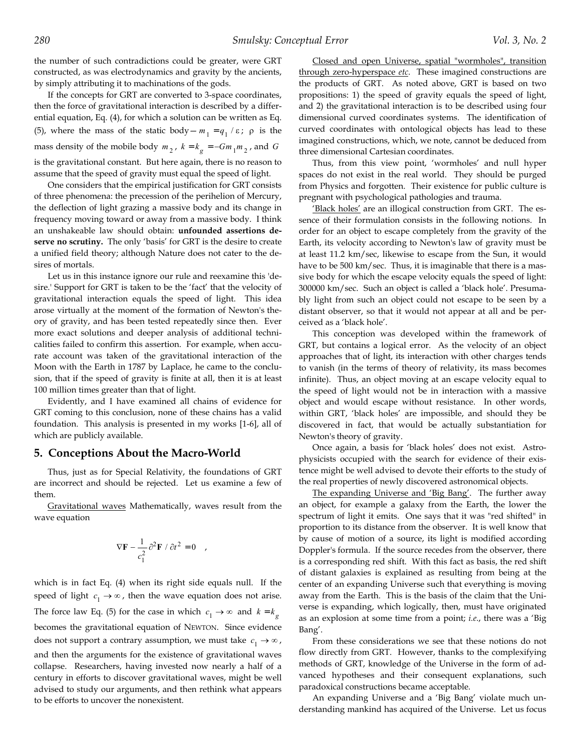the number of such contradictions could be greater, were GRT constructed, as was electrodynamics and gravity by the ancients, by simply attributing it to machinations of the gods.

If the concepts for GRT are converted to 3-space coordinates, then the force of gravitational interaction is described by a differential equation, Eq. (4), for which a solution can be written as Eq. (5), where the mass of the static body $- m_1 = q_1 / \varepsilon$; $\rho$ is the mass density of the mobile body $m_2$, $k = k_g = -Gm_1 m_2$, and $G$ is the gravitational constant. But here again, there is no reason to assume that the speed of gravity must equal the speed of light.

One considers that the empirical justification for GRT consists of three phenomena: the precession of the perihelion of Mercury, the deflection of light grazing a massive body and its change in frequency moving toward or away from a massive body. I think an unshakeable law should obtain: **unfounded assertions deserve no scrutiny.** The only 'basis' for GRT is the desire to create a unified field theory; although Nature does not cater to the desires of mortals.

Let us in this instance ignore our rule and reexamine this 'desire.' Support for GRT is taken to be the 'fact' that the velocity of gravitational interaction equals the speed of light. This idea arose virtually at the moment of the formation of Newton's theory of gravity, and has been tested repeatedly since then. Ever more exact solutions and deeper analysis of additional technicalities failed to confirm this assertion. For example, when accurate account was taken of the gravitational interaction of the Moon with the Earth in 1787 by Laplace, he came to the conclusion, that if the speed of gravity is finite at all, then it is at least 100 million times greater than that of light.

Evidently, and I have examined all chains of evidence for GRT coming to this conclusion, none of these chains has a valid foundation. This analysis is presented in my works [1-6], all of which are publicly available.

## 5. Conceptions About the Macro-World

Thus, just as for Special Relativity, the foundations of GRT are incorrect and should be rejected. Let us examine a few of them.

Gravitational waves Mathematically, waves result from the wave equation

$$\nabla \mathbf{F} - \frac{1}{c_1^2} \partial^2 \mathbf{F} / \partial t^2 = 0 \quad ,$$

which is in fact Eq. (4) when its right side equals null. If the speed of light $c_1 \to \infty$, then the wave equation does not arise. The force law Eq. (5) for the case in which $c_1 \to \infty$ and $k = k_g$ becomes the gravitational equation of NEWTON. Since evidence does not support a contrary assumption, we must take $c_1 \to \infty$, and then the arguments for the existence of gravitational waves collapse. Researchers, having invested now nearly a half of a century in efforts to discover gravitational waves, might be well advised to study our arguments, and then rethink what appears to be efforts to uncover the nonexistent.

Closed and open Universe, spatial "wormholes", transition through zero-hyperspace *etc*. These imagined constructions are the products of GRT. As noted above, GRT is based on two propositions: 1) the speed of gravity equals the speed of light, and 2) the gravitational interaction is to be described using four dimensional curved coordinates systems. The identification of curved coordinates with ontological objects has lead to these imagined constructions, which, we note, cannot be deduced from three dimensional Cartesian coordinates.

Thus, from this view point, 'wormholes' and null hyper spaces do not exist in the real world. They should be purged from Physics and forgotten. Their existence for public culture is pregnant with psychological pathologies and trauma.

'Black holes' are an illogical construction from GRT. The essence of their formulation consists in the following notions. In order for an object to escape completely from the gravity of the Earth, its velocity according to Newton's law of gravity must be at least 11.2 km/sec, likewise to escape from the Sun, it would have to be 500 km/sec. Thus, it is imaginable that there is a massive body for which the escape velocity equals the speed of light: 300000 km/sec. Such an object is called a 'black hole'. Presumably light from such an object could not escape to be seen by a distant observer, so that it would not appear at all and be perceived as a 'black hole'.

This conception was developed within the framework of GRT, but contains a logical error. As the velocity of an object approaches that of light, its interaction with other charges tends to vanish (in the terms of theory of relativity, its mass becomes infinite). Thus, an object moving at an escape velocity equal to the speed of light would not be in interaction with a massive object and would escape without resistance. In other words, within GRT, 'black holes' are impossible, and should they be discovered in fact, that would be actually substantiation for Newton's theory of gravity.

Once again, a basis for 'black holes' does not exist. Astrophysicists occupied with the search for evidence of their existence might be well advised to devote their efforts to the study of the real properties of newly discovered astronomical objects.

The expanding Universe and 'Big Bang'. The further away an object, for example a galaxy from the Earth, the lower the spectrum of light it emits. One says that it was "red shifted" in proportion to its distance from the observer. It is well know that by cause of motion of a source, its light is modified according Doppler's formula. If the source recedes from the observer, there is a corresponding red shift. With this fact as basis, the red shift of distant galaxies is explained as resulting from being at the center of an expanding Universe such that everything is moving away from the Earth. This is the basis of the claim that the Universe is expanding, which logically, then, must have originated as an explosion at some time from a point; *i.e.*, there was a 'Big Bang'.

From these considerations we see that these notions do not flow directly from GRT. However, thanks to the complexifying methods of GRT, knowledge of the Universe in the form of advanced hypotheses and their consequent explanations, such paradoxical constructions became acceptable.

An expanding Universe and a 'Big Bang' violate much understanding mankind has acquired of the Universe. Let us focus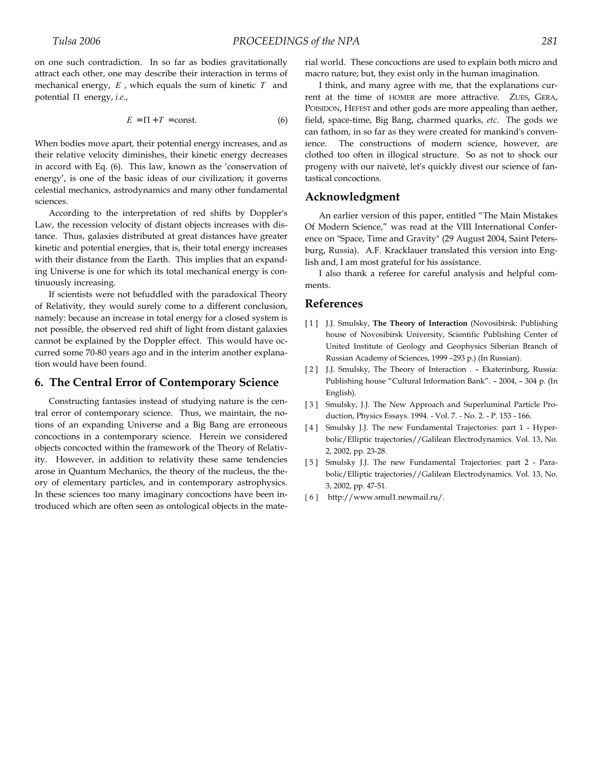on one such contradiction. In so far as bodies gravitationally attract each other, one may describe their interaction in terms of mechanical energy, $E$, which equals the sum of kinetic $T$ and potential $\Pi$ energy, *i.e.*,

$$E = \Pi + T = \text{const.} \tag{6}$$

When bodies move apart, their potential energy increases, and as their relative velocity diminishes, their kinetic energy decreases in accord with Eq. (6). This law, known as the 'conservation of energy', is one of the basic ideas of our civilization; it governs celestial mechanics, astrodynamics and many other fundamental sciences.

According to the interpretation of red shifts by Doppler's Law, the recession velocity of distant objects increases with distance. Thus, galaxies distributed at great distances have greater kinetic and potential energies, that is, their total energy increases with their distance from the Earth. This implies that an expanding Universe is one for which its total mechanical energy is continuously increasing.

If scientists were not befuddled with the paradoxical Theory of Relativity, they would surely come to a different conclusion, namely: because an increase in total energy for a closed system is not possible, the observed red shift of light from distant galaxies cannot be explained by the Doppler effect. This would have occurred some 70-80 years ago and in the interim another explanation would have been found.

## 6. The Central Error of Contemporary Science

Constructing fantasies instead of studying nature is the central error of contemporary science. Thus, we maintain, the notions of an expanding Universe and a Big Bang are erroneous concoctions in a contemporary science. Herein we considered objects concocted within the framework of the Theory of Relativity. However, in addition to relativity these same tendencies arose in Quantum Mechanics, the theory of the nucleus, the theory of elementary particles, and in contemporary astrophysics. In these sciences too many imaginary concoctions have been introduced which are often seen as ontological objects in the material world. These concoctions are used to explain both micro and macro nature; but, they exist only in the human imagination.

I think, and many agree with me, that the explanations current at the time of HOMER are more attractive. ZUES, GERA, POISIDON, HEFEST and other gods are more appealing than aether, field, space-time, Big Bang, charmed quarks, *etc*. The gods we can fathom, in so far as they were created for mankind's convenience. The constructions of modern science, however, are clothed too often in illogical structure. So as not to shock our progeny with our naiveté, let's quickly divest our science of fantastical concoctions.

## Acknowledgment

An earlier version of this paper, entitled "The Main Mistakes Of Modern Science," was read at the VIII International Conference on "Space, Time and Gravity" (29 August 2004, Saint Petersburg, Russia). A.F. Kracklauer translated this version into English and, I am most grateful for his assistance.

I also thank a referee for careful analysis and helpful comments.

## References

[ 1 ] J.J. Smulsky, **The Theory of Interaction** (Novosibirsk: Publishing house of Novosibirsk University, Scientific Publishing Center of United Institute of Geology and Geophysics Siberian Branch of Russian Academy of Sciences, 1999 –293 p.) (In Russian).

[ 2 ] J.J. Smulsky, The Theory of Interaction . – Ekaterinburg, Russia: Publishing house "Cultural Information Bank". – 2004, – 304 p. (In English).

[ 3 ] Smulsky, J.J. The New Approach and Superluminal Particle Production, Physics Essays. 1994. - Vol. 7. - No. 2. - P. 153 - 166.

[ 4 ] Smulsky J.J. The new Fundamental Trajectories: part 1 - Hyperbolic/Elliptic trajectories//Galilean Electrodynamics. Vol. 13, No. 2, 2002, pp. 23-28.

[ 5 ] Smulsky J.J. The new Fundamental Trajectories: part 2 - Parabolic/Elliptic trajectories//Galilean Electrodynamics. Vol. 13, No. 3, 2002, pp. 47-51.

[ 6 ] http://www.smul1.newmail.ru/.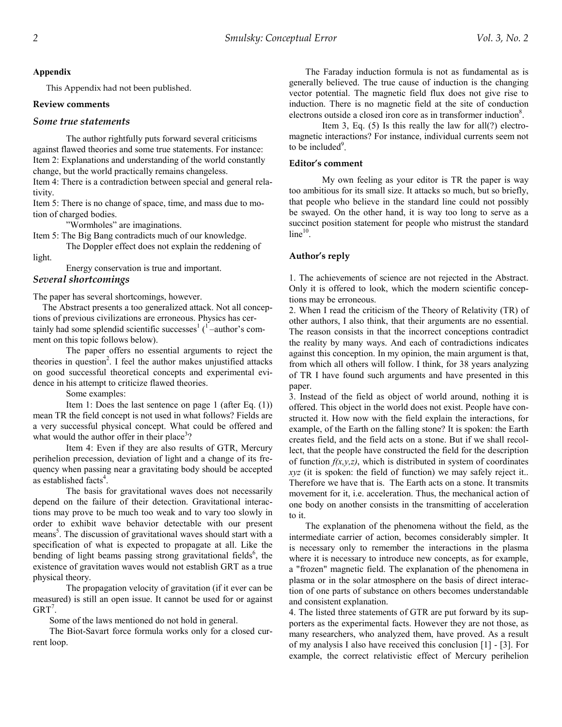**Appendix**

This Appendix had not been published.

**Review comments**

### *Some true statements*

The author rightfully puts forward several criticisms against flawed theories and some true statements. For instance:
Item 2: Explanations and understanding of the world constantly change, but the world practically remains changeless.
Item 4: There is a contradiction between special and general relativity.
Item 5: There is no change of space, time, and mass due to motion of charged bodies.

"Wormholes" are imaginations.

Item 5: The Big Bang contradicts much of our knowledge.

The Doppler effect does not explain the reddening of light.

Energy conservation is true and important.

### *Several shortcomings*

The paper has several shortcomings, however.

The Abstract presents a too generalized attack. Not all conceptions of previous civilizations are erroneous. Physics has certainly had some splendid scientific successes[1] ([1] –author's comment on this topic follows below).

The paper offers no essential arguments to reject the theories in question[2]. I feel the author makes unjustified attacks on good successful theoretical concepts and experimental evidence in his attempt to criticize flawed theories.

Some examples:

Item 1: Does the last sentence on page 1 (after Eq. (1)) mean TR the field concept is not used in what follows? Fields are a very successful physical concept. What could be offered and what would the author offer in their place[3]?

Item 4: Even if they are also results of GTR, Mercury perihelion precession, deviation of light and a change of its frequency when passing near a gravitating body should be accepted as established facts[4].

The basis for gravitational waves does not necessarily depend on the failure of their detection. Gravitational interactions may prove to be much too weak and to vary too slowly in order to exhibit wave behavior detectable with our present means[5]. The discussion of gravitational waves should start with a specification of what is expected to propagate at all. Like the bending of light beams passing strong gravitational fields[6], the existence of gravitation waves would not establish GRT as a true physical theory.

The propagation velocity of gravitation (if it ever can be measured) is still an open issue. It cannot be used for or against GRT[7].

Some of the laws mentioned do not hold in general.

The Biot-Savart force formula works only for a closed current loop.

The Faraday induction formula is not as fundamental as is generally believed. The true cause of induction is the changing vector potential. The magnetic field flux does not give rise to induction. There is no magnetic field at the site of conduction electrons outside a closed iron core as in transformer induction[8].

Item 3, Eq. (5) Is this really the law for all(?) electromagnetic interactions? For instance, individual currents seem not to be included[9].

**Editor's comment**

My own feeling as your editor is TR the paper is way too ambitious for its small size. It attacks so much, but so briefly, that people who believe in the standard line could not possibly be swayed. On the other hand, it is way too long to serve as a succinct position statement for people who mistrust the standard line[10].

**Author's reply**

1. The achievements of science are not rejected in the Abstract. Only it is offered to look, which the modern scientific conceptions may be erroneous.
2. When I read the criticism of the Theory of Relativity (TR) of other authors, I also think, that their arguments are no essential. The reason consists in that the incorrect conceptions contradict the reality by many ways. And each of contradictions indicates against this conception. In my opinion, the main argument is that, from which all others will follow. I think, for 38 years analyzing of TR I have found such arguments and have presented in this paper.
3. Instead of the field as object of world around, nothing it is offered. This object in the world does not exist. People have constructed it. How now with the field explain the interactions, for example, of the Earth on the falling stone? It is spoken: the Earth creates field, and the field acts on a stone. But if we shall recollect, that the people have constructed the field for the description of function $f(x,y,z)$, which is distributed in system of coordinates $xyz$ (it is spoken: the field of function) we may safely reject it.. Therefore we have that is. The Earth acts on a stone. It transmits movement for it, i.e. acceleration. Thus, the mechanical action of one body on another consists in the transmitting of acceleration to it.

The explanation of the phenomena without the field, as the intermediate carrier of action, becomes considerably simpler. It is necessary only to remember the interactions in the plasma where it is necessary to introduce new concepts, as for example, a "frozen" magnetic field. The explanation of the phenomena in plasma or in the solar atmosphere on the basis of direct interaction of one parts of substance on others becomes understandable and consistent explanation.

4. The listed three statements of GTR are put forward by its supporters as the experimental facts. However they are not those, as many researchers, who analyzed them, have proved. As a result of my analysis I also have received this conclusion [1] - [3]. For example, the correct relativistic effect of Mercury perihelion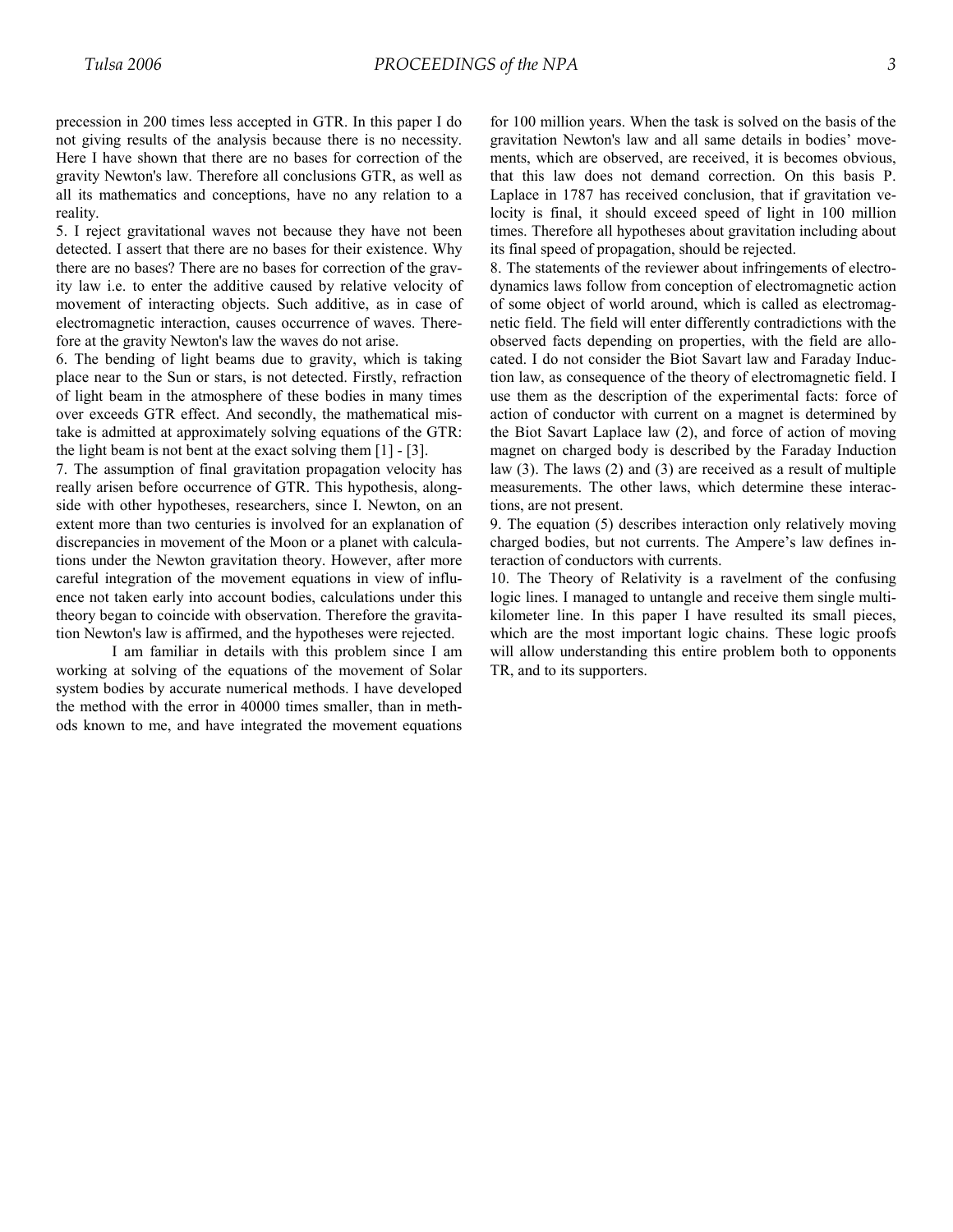precession in 200 times less accepted in GTR. In this paper I do not giving results of the analysis because there is no necessity. Here I have shown that there are no bases for correction of the gravity Newton's law. Therefore all conclusions GTR, as well as all its mathematics and conceptions, have no any relation to a reality.

5. I reject gravitational waves not because they have not been detected. I assert that there are no bases for their existence. Why there are no bases? There are no bases for correction of the gravity law i.e. to enter the additive caused by relative velocity of movement of interacting objects. Such additive, as in case of electromagnetic interaction, causes occurrence of waves. Therefore at the gravity Newton's law the waves do not arise.

6. The bending of light beams due to gravity, which is taking place near to the Sun or stars, is not detected. Firstly, refraction of light beam in the atmosphere of these bodies in many times over exceeds GTR effect. And secondly, the mathematical mistake is admitted at approximately solving equations of the GTR: the light beam is not bent at the exact solving them [1] - [3].

7. The assumption of final gravitation propagation velocity has really arisen before occurrence of GTR. This hypothesis, alongside with other hypotheses, researchers, since I. Newton, on an extent more than two centuries is involved for an explanation of discrepancies in movement of the Moon or a planet with calculations under the Newton gravitation theory. However, after more careful integration of the movement equations in view of influence not taken early into account bodies, calculations under this theory began to coincide with observation. Therefore the gravitation Newton's law is affirmed, and the hypotheses were rejected.

I am familiar in details with this problem since I am working at solving of the equations of the movement of Solar system bodies by accurate numerical methods. I have developed the method with the error in 40000 times smaller, than in methods known to me, and have integrated the movement equations for 100 million years. When the task is solved on the basis of the gravitation Newton's law and all same details in bodies' movements, which are observed, are received, it is becomes obvious, that this law does not demand correction. On this basis P. Laplace in 1787 has received conclusion, that if gravitation velocity is final, it should exceed speed of light in 100 million times. Therefore all hypotheses about gravitation including about its final speed of propagation, should be rejected.

8. The statements of the reviewer about infringements of electrodynamics laws follow from conception of electromagnetic action of some object of world around, which is called as electromagnetic field. The field will enter differently contradictions with the observed facts depending on properties, with the field are allocated. I do not consider the Biot Savart law and Faraday Induction law, as consequence of the theory of electromagnetic field. I use them as the description of the experimental facts: force of action of conductor with current on a magnet is determined by the Biot Savart Laplace law (2), and force of action of moving magnet on charged body is described by the Faraday Induction law (3). The laws (2) and (3) are received as a result of multiple measurements. The other laws, which determine these interactions, are not present.

9. The equation (5) describes interaction only relatively moving charged bodies, but not currents. The Ampere's law defines interaction of conductors with currents.

10. The Theory of Relativity is a ravelment of the confusing logic lines. I managed to untangle and receive them single multikilometer line. In this paper I have resulted its small pieces, which are the most important logic chains. These logic proofs will allow understanding this entire problem both to opponents TR, and to its supporters.